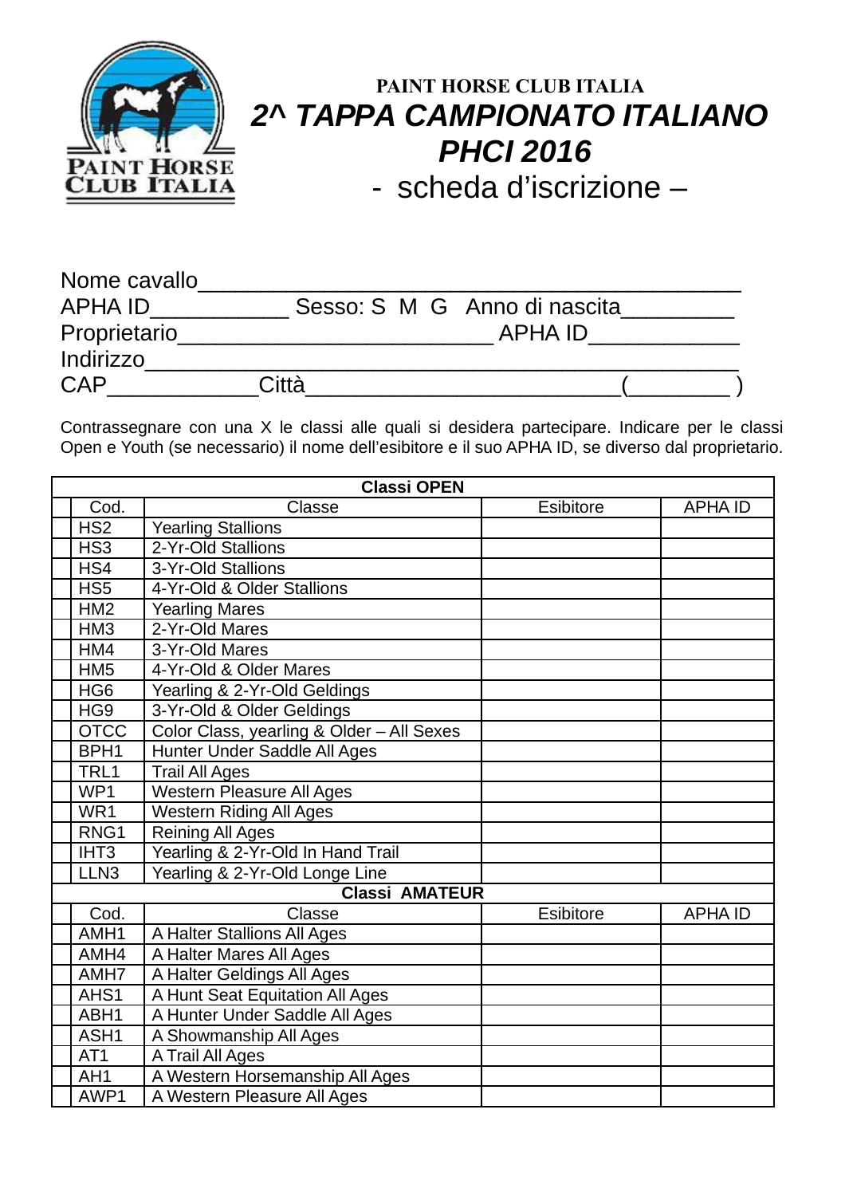PAINT HORSE CLUB ITALIA

# 2^ TAPPA CAMPIONATO ITALIANO PHCI 2016

## - scheda d'iscrizione –

Nome cavallo____________________________________________
APHA ID___________ Sesso: S M G Anno di nascita_________
Proprietario________________________ APHA ID____________
Indirizzo_______________________________________________
CAP___________Città________________________(________ )

Contrassegnare con una X le classi alle quali si desidera partecipare. Indicare per le classi Open e Youth (se necessario) il nome dell'esibitore e il suo APHA ID, se diverso dal proprietario.

| | Cod. | Classe | Esibitore | APHA ID |
|---|---|---|---|---|
| | **Classi OPEN** | | | |
| | HS2 | Yearling Stallions | | |
| | HS3 | 2-Yr-Old Stallions | | |
| | HS4 | 3-Yr-Old Stallions | | |
| | HS5 | 4-Yr-Old & Older Stallions | | |
| | HM2 | Yearling Mares | | |
| | HM3 | 2-Yr-Old Mares | | |
| | HM4 | 3-Yr-Old Mares | | |
| | HM5 | 4-Yr-Old & Older Mares | | |
| | HG6 | Yearling & 2-Yr-Old Geldings | | |
| | HG9 | 3-Yr-Old & Older Geldings | | |
| | OTCC | Color Class, yearling & Older – All Sexes | | |
| | BPH1 | Hunter Under Saddle All Ages | | |
| | TRL1 | Trail All Ages | | |
| | WP1 | Western Pleasure All Ages | | |
| | WR1 | Western Riding All Ages | | |
| | RNG1 | Reining All Ages | | |
| | IHT3 | Yearling & 2-Yr-Old In Hand Trail | | |
| | LLN3 | Yearling & 2-Yr-Old Longe Line | | |
| | **Classi AMATEUR** | | | |
| | Cod. | Classe | Esibitore | APHA ID |
| | AMH1 | A Halter Stallions All Ages | | |
| | AMH4 | A Halter Mares All Ages | | |
| | AMH7 | A Halter Geldings All Ages | | |
| | AHS1 | A Hunt Seat Equitation All Ages | | |
| | ABH1 | A Hunter Under Saddle All Ages | | |
| | ASH1 | A Showmanship All Ages | | |
| | AT1 | A Trail All Ages | | |
| | AH1 | A Western Horsemanship All Ages | | |
| | AWP1 | A Western Pleasure All Ages | | |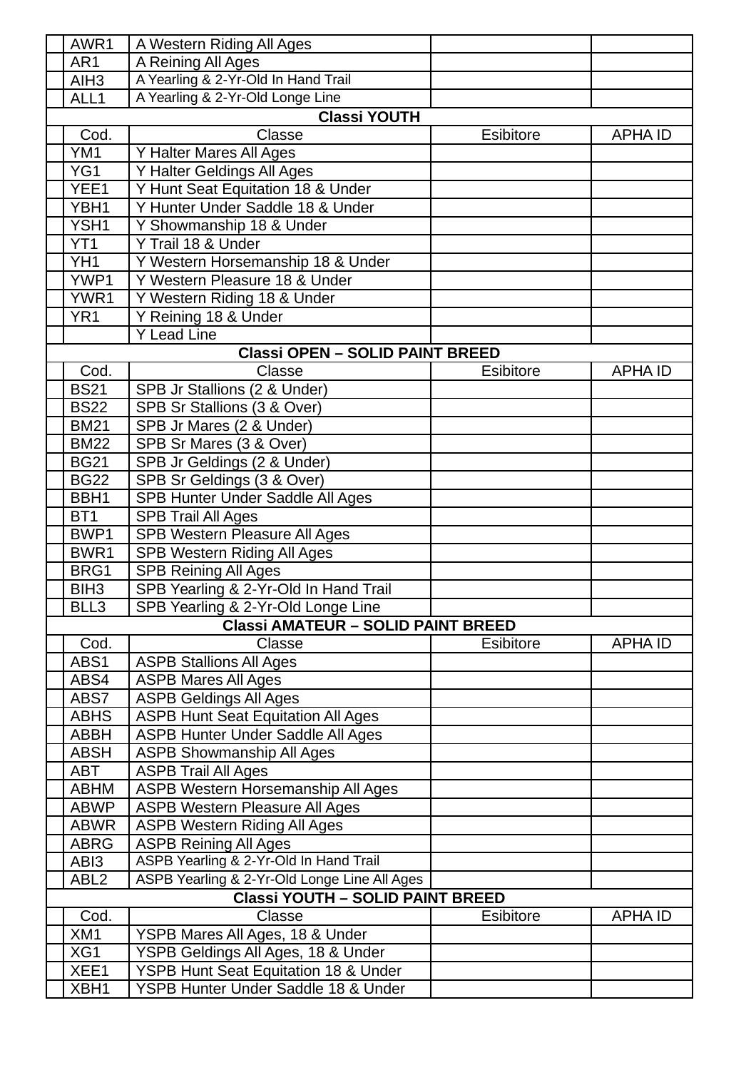| | Cod. | Classe | Esibitore | APHA ID |
|---|---|---|---|---|
| | AWR1 | A Western Riding All Ages | | |
| | AR1 | A Reining All Ages | | |
| | AIH3 | A Yearling & 2-Yr-Old In Hand Trail | | |
| | ALL1 | A Yearling & 2-Yr-Old Longe Line | | |
| **Classi YOUTH** | | | | |
| | Cod. | Classe | Esibitore | APHA ID |
| | YM1 | Y Halter Mares All Ages | | |
| | YG1 | Y Halter Geldings All Ages | | |
| | YEE1 | Y Hunt Seat Equitation 18 & Under | | |
| | YBH1 | Y Hunter Under Saddle 18 & Under | | |
| | YSH1 | Y Showmanship 18 & Under | | |
| | YT1 | Y Trail 18 & Under | | |
| | YH1 | Y Western Horsemanship 18 & Under | | |
| | YWP1 | Y Western Pleasure 18 & Under | | |
| | YWR1 | Y Western Riding 18 & Under | | |
| | YR1 | Y Reining 18 & Under | | |
| | | Y Lead Line | | |
| **Classi OPEN – SOLID PAINT BREED** | | | | |
| | Cod. | Classe | Esibitore | APHA ID |
| | BS21 | SPB Jr Stallions (2 & Under) | | |
| | BS22 | SPB Sr Stallions (3 & Over) | | |
| | BM21 | SPB Jr Mares (2 & Under) | | |
| | BM22 | SPB Sr Mares (3 & Over) | | |
| | BG21 | SPB Jr Geldings (2 & Under) | | |
| | BG22 | SPB Sr Geldings (3 & Over) | | |
| | BBH1 | SPB Hunter Under Saddle All Ages | | |
| | BT1 | SPB Trail All Ages | | |
| | BWP1 | SPB Western Pleasure All Ages | | |
| | BWR1 | SPB Western Riding All Ages | | |
| | BRG1 | SPB Reining All Ages | | |
| | BIH3 | SPB Yearling & 2-Yr-Old In Hand Trail | | |
| | BLL3 | SPB Yearling & 2-Yr-Old Longe Line | | |
| **Classi AMATEUR – SOLID PAINT BREED** | | | | |
| | Cod. | Classe | Esibitore | APHA ID |
| | ABS1 | ASPB Stallions All Ages | | |
| | ABS4 | ASPB Mares All Ages | | |
| | ABS7 | ASPB Geldings All Ages | | |
| | ABHS | ASPB Hunt Seat Equitation All Ages | | |
| | ABBH | ASPB Hunter Under Saddle All Ages | | |
| | ABSH | ASPB Showmanship All Ages | | |
| | ABT | ASPB Trail All Ages | | |
| | ABHM | ASPB Western Horsemanship All Ages | | |
| | ABWP | ASPB Western Pleasure All Ages | | |
| | ABWR | ASPB Western Riding All Ages | | |
| | ABRG | ASPB Reining All Ages | | |
| | ABI3 | ASPB Yearling & 2-Yr-Old In Hand Trail | | |
| | ABL2 | ASPB Yearling & 2-Yr-Old Longe Line All Ages | | |
| **Classi YOUTH – SOLID PAINT BREED** | | | | |
| | Cod. | Classe | Esibitore | APHA ID |
| | XM1 | YSPB Mares All Ages, 18 & Under | | |
| | XG1 | YSPB Geldings All Ages, 18 & Under | | |
| | XEE1 | YSPB Hunt Seat Equitation 18 & Under | | |
| | XBH1 | YSPB Hunter Under Saddle 18 & Under | | |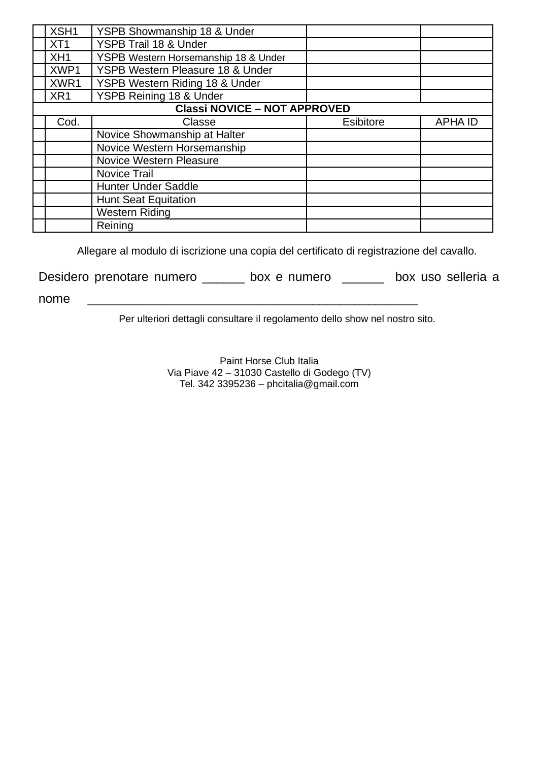| | | | | |
|---|---|---|---|---|
| | XSH1 | YSPB Showmanship 18 & Under | | |
| | XT1 | YSPB Trail 18 & Under | | |
| | XH1 | YSPB Western Horsemanship 18 & Under | | |
| | XWP1 | YSPB Western Pleasure 18 & Under | | |
| | XWR1 | YSPB Western Riding 18 & Under | | |
| | XR1 | YSPB Reining 18 & Under | | |
| **Classi NOVICE – NOT APPROVED** | | | | |
| | Cod. | Classe | Esibitore | APHA ID |
| | | Novice Showmanship at Halter | | |
| | | Novice Western Horsemanship | | |
| | | Novice Western Pleasure | | |
| | | Novice Trail | | |
| | | Hunter Under Saddle | | |
| | | Hunt Seat Equitation | | |
| | | Western Riding | | |
| | | Reining | | |

Allegare al modulo di iscrizione una copia del certificato di registrazione del cavallo.

Desidero prenotare numero ______ box e numero ______ box uso selleria a nome ____________________________________________

Per ulteriori dettagli consultare il regolamento dello show nel nostro sito.

Paint Horse Club Italia
Via Piave 42 – 31030 Castello di Godego (TV)
Tel. 342 3395236 – phcitalia@gmail.com